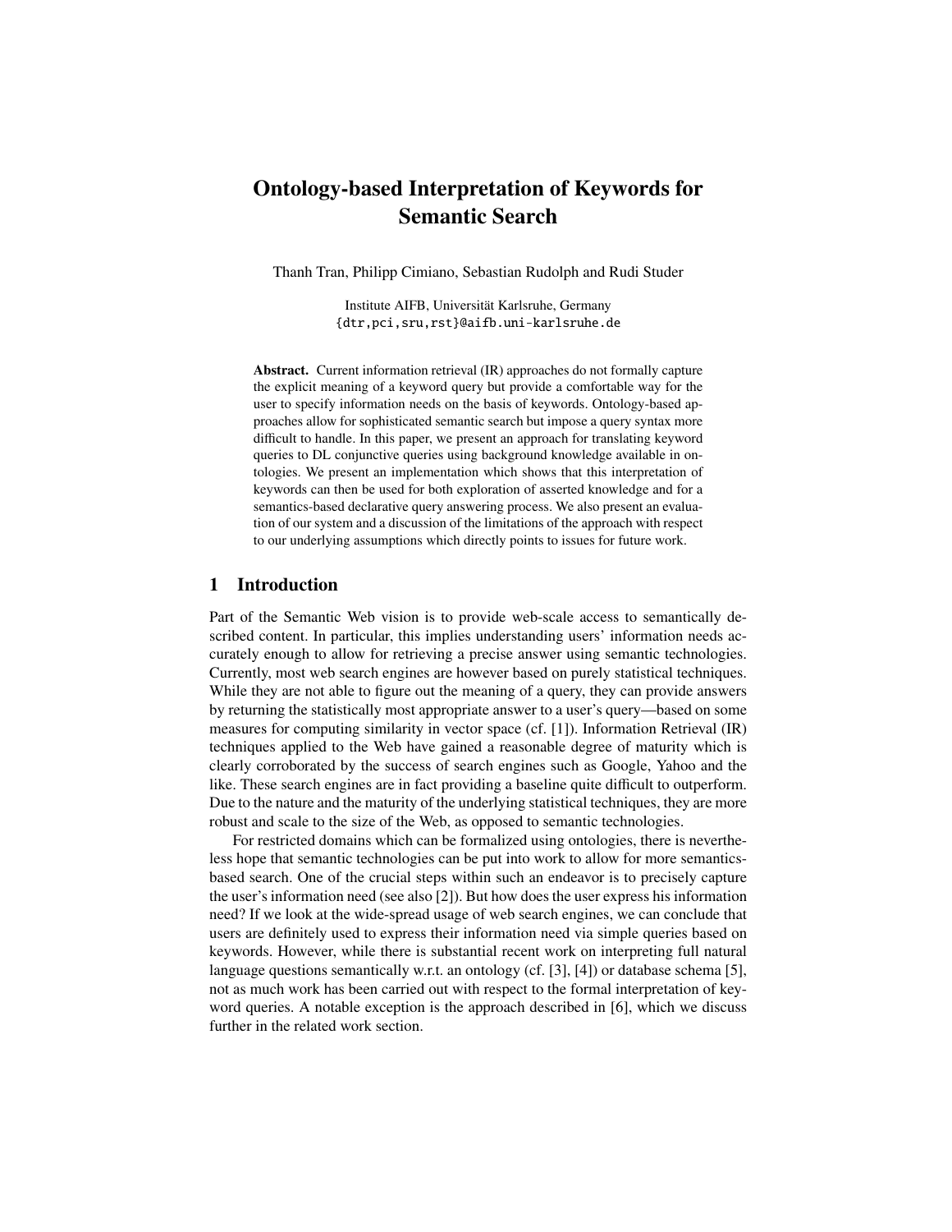# Ontology-based Interpretation of Keywords for Semantic Search

Thanh Tran, Philipp Cimiano, Sebastian Rudolph and Rudi Studer

Institute AIFB, Universität Karlsruhe, Germany
{dtr,pci,sru,rst}@aifb.uni-karlsruhe.de

**Abstract.** Current information retrieval (IR) approaches do not formally capture the explicit meaning of a keyword query but provide a comfortable way for the user to specify information needs on the basis of keywords. Ontology-based approaches allow for sophisticated semantic search but impose a query syntax more difficult to handle. In this paper, we present an approach for translating keyword queries to DL conjunctive queries using background knowledge available in ontologies. We present an implementation which shows that this interpretation of keywords can then be used for both exploration of asserted knowledge and for a semantics-based declarative query answering process. We also present an evaluation of our system and a discussion of the limitations of the approach with respect to our underlying assumptions which directly points to issues for future work.

## 1 Introduction

Part of the Semantic Web vision is to provide web-scale access to semantically described content. In particular, this implies understanding users' information needs accurately enough to allow for retrieving a precise answer using semantic technologies. Currently, most web search engines are however based on purely statistical techniques. While they are not able to figure out the meaning of a query, they can provide answers by returning the statistically most appropriate answer to a user's query—based on some measures for computing similarity in vector space (cf. [1]). Information Retrieval (IR) techniques applied to the Web have gained a reasonable degree of maturity which is clearly corroborated by the success of search engines such as Google, Yahoo and the like. These search engines are in fact providing a baseline quite difficult to outperform. Due to the nature and the maturity of the underlying statistical techniques, they are more robust and scale to the size of the Web, as opposed to semantic technologies.

For restricted domains which can be formalized using ontologies, there is nevertheless hope that semantic technologies can be put into work to allow for more semantics-based search. One of the crucial steps within such an endeavor is to precisely capture the user's information need (see also [2]). But how does the user express his information need? If we look at the wide-spread usage of web search engines, we can conclude that users are definitely used to express their information need via simple queries based on keywords. However, while there is substantial recent work on interpreting full natural language questions semantically w.r.t. an ontology (cf. [3], [4]) or database schema [5], not as much work has been carried out with respect to the formal interpretation of keyword queries. A notable exception is the approach described in [6], which we discuss further in the related work section.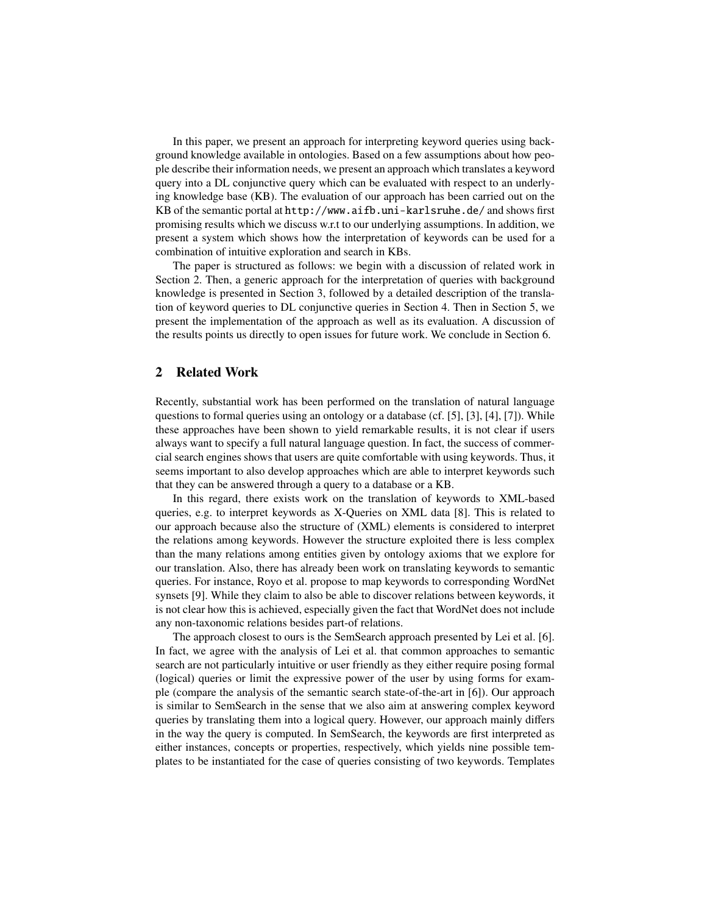In this paper, we present an approach for interpreting keyword queries using background knowledge available in ontologies. Based on a few assumptions about how people describe their information needs, we present an approach which translates a keyword query into a DL conjunctive query which can be evaluated with respect to an underlying knowledge base (KB). The evaluation of our approach has been carried out on the KB of the semantic portal at `http://www.aifb.uni-karlsruhe.de/` and shows first promising results which we discuss w.r.t to our underlying assumptions. In addition, we present a system which shows how the interpretation of keywords can be used for a combination of intuitive exploration and search in KBs.

The paper is structured as follows: we begin with a discussion of related work in Section 2. Then, a generic approach for the interpretation of queries with background knowledge is presented in Section 3, followed by a detailed description of the translation of keyword queries to DL conjunctive queries in Section 4. Then in Section 5, we present the implementation of the approach as well as its evaluation. A discussion of the results points us directly to open issues for future work. We conclude in Section 6.

## 2 Related Work

Recently, substantial work has been performed on the translation of natural language questions to formal queries using an ontology or a database (cf. [5], [3], [4], [7]). While these approaches have been shown to yield remarkable results, it is not clear if users always want to specify a full natural language question. In fact, the success of commercial search engines shows that users are quite comfortable with using keywords. Thus, it seems important to also develop approaches which are able to interpret keywords such that they can be answered through a query to a database or a KB.

In this regard, there exists work on the translation of keywords to XML-based queries, e.g. to interpret keywords as X-Queries on XML data [8]. This is related to our approach because also the structure of (XML) elements is considered to interpret the relations among keywords. However the structure exploited there is less complex than the many relations among entities given by ontology axioms that we explore for our translation. Also, there has already been work on translating keywords to semantic queries. For instance, Royo et al. propose to map keywords to corresponding WordNet synsets [9]. While they claim to also be able to discover relations between keywords, it is not clear how this is achieved, especially given the fact that WordNet does not include any non-taxonomic relations besides part-of relations.

The approach closest to ours is the SemSearch approach presented by Lei et al. [6]. In fact, we agree with the analysis of Lei et al. that common approaches to semantic search are not particularly intuitive or user friendly as they either require posing formal (logical) queries or limit the expressive power of the user by using forms for example (compare the analysis of the semantic search state-of-the-art in [6]). Our approach is similar to SemSearch in the sense that we also aim at answering complex keyword queries by translating them into a logical query. However, our approach mainly differs in the way the query is computed. In SemSearch, the keywords are first interpreted as either instances, concepts or properties, respectively, which yields nine possible templates to be instantiated for the case of queries consisting of two keywords. Templates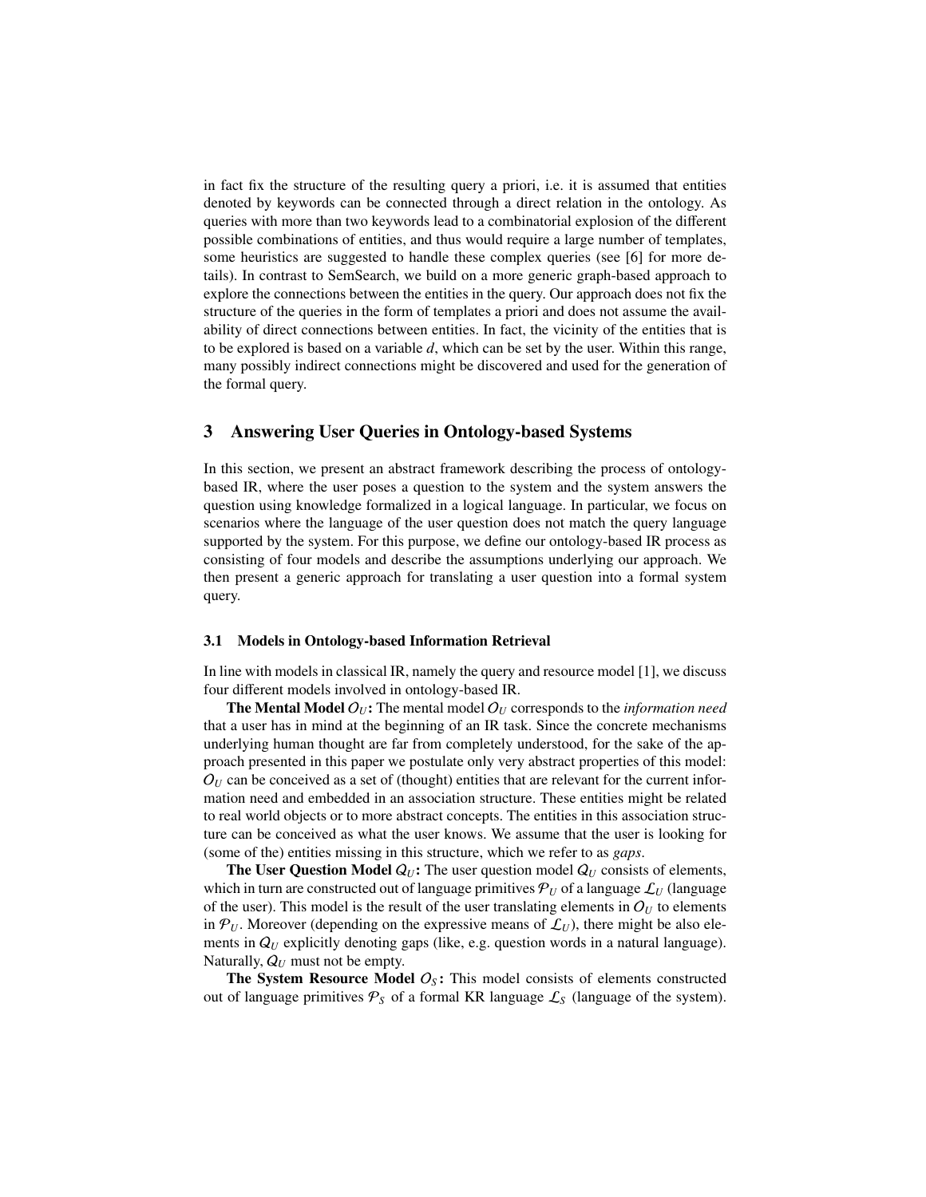in fact fix the structure of the resulting query a priori, i.e. it is assumed that entities denoted by keywords can be connected through a direct relation in the ontology. As queries with more than two keywords lead to a combinatorial explosion of the different possible combinations of entities, and thus would require a large number of templates, some heuristics are suggested to handle these complex queries (see [6] for more details). In contrast to SemSearch, we build on a more generic graph-based approach to explore the connections between the entities in the query. Our approach does not fix the structure of the queries in the form of templates a priori and does not assume the availability of direct connections between entities. In fact, the vicinity of the entities that is to be explored is based on a variable $d$, which can be set by the user. Within this range, many possibly indirect connections might be discovered and used for the generation of the formal query.

## 3 Answering User Queries in Ontology-based Systems

In this section, we present an abstract framework describing the process of ontology-based IR, where the user poses a question to the system and the system answers the question using knowledge formalized in a logical language. In particular, we focus on scenarios where the language of the user question does not match the query language supported by the system. For this purpose, we define our ontology-based IR process as consisting of four models and describe the assumptions underlying our approach. We then present a generic approach for translating a user question into a formal system query.

### 3.1 Models in Ontology-based Information Retrieval

In line with models in classical IR, namely the query and resource model [1], we discuss four different models involved in ontology-based IR.

**The Mental Model $O_U$:** The mental model $O_U$ corresponds to the *information need* that a user has in mind at the beginning of an IR task. Since the concrete mechanisms underlying human thought are far from completely understood, for the sake of the approach presented in this paper we postulate only very abstract properties of this model: $O_U$ can be conceived as a set of (thought) entities that are relevant for the current information need and embedded in an association structure. These entities might be related to real world objects or to more abstract concepts. The entities in this association structure can be conceived as what the user knows. We assume that the user is looking for (some of the) entities missing in this structure, which we refer to as *gaps*.

**The User Question Model $Q_U$:** The user question model $Q_U$ consists of elements, which in turn are constructed out of language primitives $\mathcal{P}_U$ of a language $\mathcal{L}_U$ (language of the user). This model is the result of the user translating elements in $O_U$ to elements in $\mathcal{P}_U$. Moreover (depending on the expressive means of $\mathcal{L}_U$), there might be also elements in $Q_U$ explicitly denoting gaps (like, e.g. question words in a natural language). Naturally, $Q_U$ must not be empty.

**The System Resource Model $O_S$:** This model consists of elements constructed out of language primitives $\mathcal{P}_S$ of a formal KR language $\mathcal{L}_S$ (language of the system).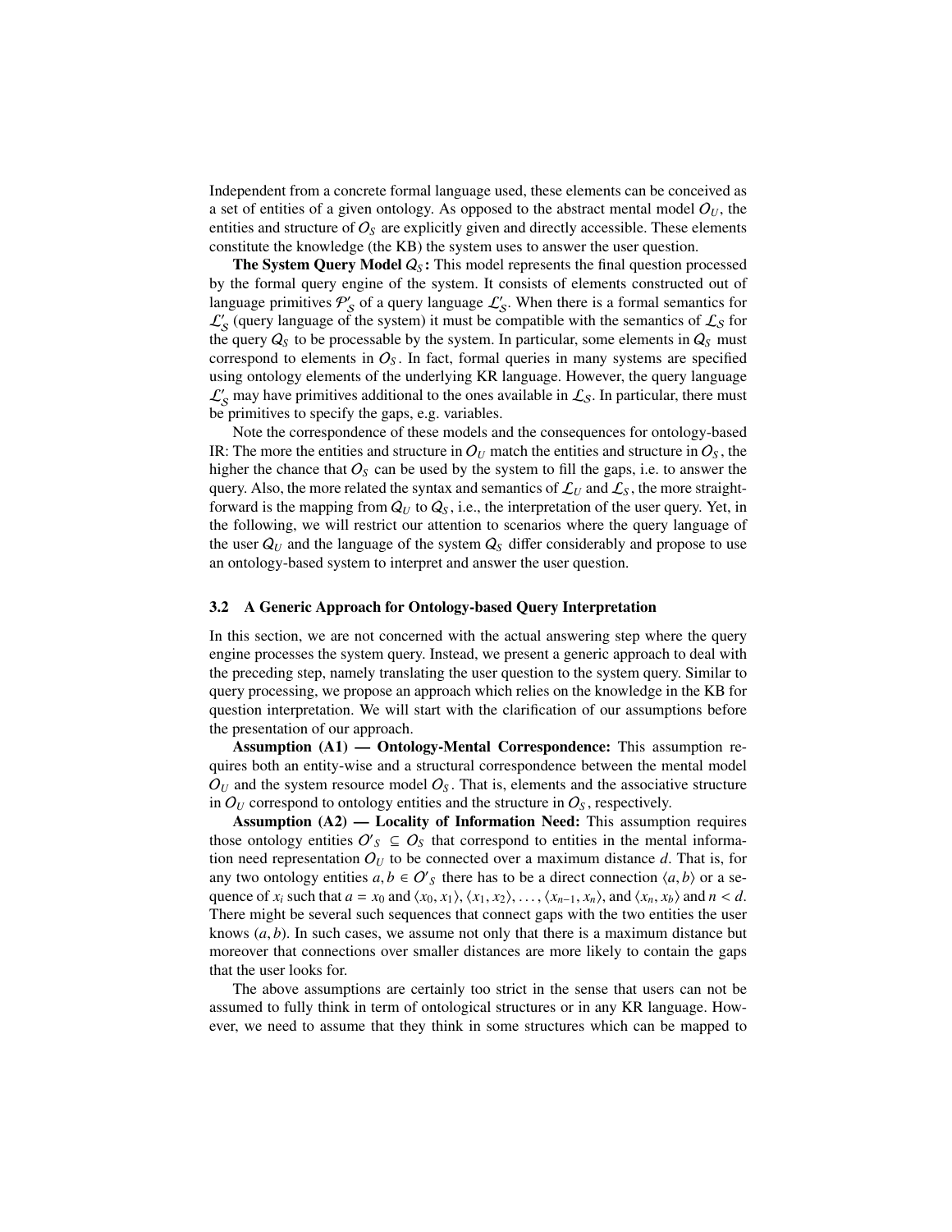Independent from a concrete formal language used, these elements can be conceived as a set of entities of a given ontology. As opposed to the abstract mental model $O_U$, the entities and structure of $O_S$ are explicitly given and directly accessible. These elements constitute the knowledge (the KB) the system uses to answer the user question.

**The System Query Model $Q_S$:** This model represents the final question processed by the formal query engine of the system. It consists of elements constructed out of language primitives $\mathcal{P}'_S$ of a query language $\mathcal{L}'_S$. When there is a formal semantics for $\mathcal{L}'_S$ (query language of the system) it must be compatible with the semantics of $\mathcal{L}_S$ for the query $Q_S$ to be processable by the system. In particular, some elements in $Q_S$ must correspond to elements in $O_S$. In fact, formal queries in many systems are specified using ontology elements of the underlying KR language. However, the query language $\mathcal{L}'_S$ may have primitives additional to the ones available in $\mathcal{L}_S$. In particular, there must be primitives to specify the gaps, e.g. variables.

Note the correspondence of these models and the consequences for ontology-based IR: The more the entities and structure in $O_U$ match the entities and structure in $O_S$, the higher the chance that $O_S$ can be used by the system to fill the gaps, i.e. to answer the query. Also, the more related the syntax and semantics of $\mathcal{L}_U$ and $\mathcal{L}_S$, the more straightforward is the mapping from $Q_U$ to $Q_S$, i.e., the interpretation of the user query. Yet, in the following, we will restrict our attention to scenarios where the query language of the user $Q_U$ and the language of the system $Q_S$ differ considerably and propose to use an ontology-based system to interpret and answer the user question.

### 3.2 A Generic Approach for Ontology-based Query Interpretation

In this section, we are not concerned with the actual answering step where the query engine processes the system query. Instead, we present a generic approach to deal with the preceding step, namely translating the user question to the system query. Similar to query processing, we propose an approach which relies on the knowledge in the KB for question interpretation. We will start with the clarification of our assumptions before the presentation of our approach.

**Assumption (A1) — Ontology-Mental Correspondence:** This assumption requires both an entity-wise and a structural correspondence between the mental model $O_U$ and the system resource model $O_S$. That is, elements and the associative structure in $O_U$ correspond to ontology entities and the structure in $O_S$, respectively.

**Assumption (A2) — Locality of Information Need:** This assumption requires those ontology entities $O'_S \subseteq O_S$ that correspond to entities in the mental information need representation $O_U$ to be connected over a maximum distance $d$. That is, for any two ontology entities $a, b \in O'_S$ there has to be a direct connection $\langle a, b \rangle$ or a sequence of $x_i$ such that $a = x_0$ and $\langle x_0, x_1 \rangle, \langle x_1, x_2 \rangle, \ldots, \langle x_{n-1}, x_n \rangle$, and $\langle x_n, x_b \rangle$ and $n < d$. There might be several such sequences that connect gaps with the two entities the user knows $(a, b)$. In such cases, we assume not only that there is a maximum distance but moreover that connections over smaller distances are more likely to contain the gaps that the user looks for.

The above assumptions are certainly too strict in the sense that users can not be assumed to fully think in term of ontological structures or in any KR language. However, we need to assume that they think in some structures which can be mapped to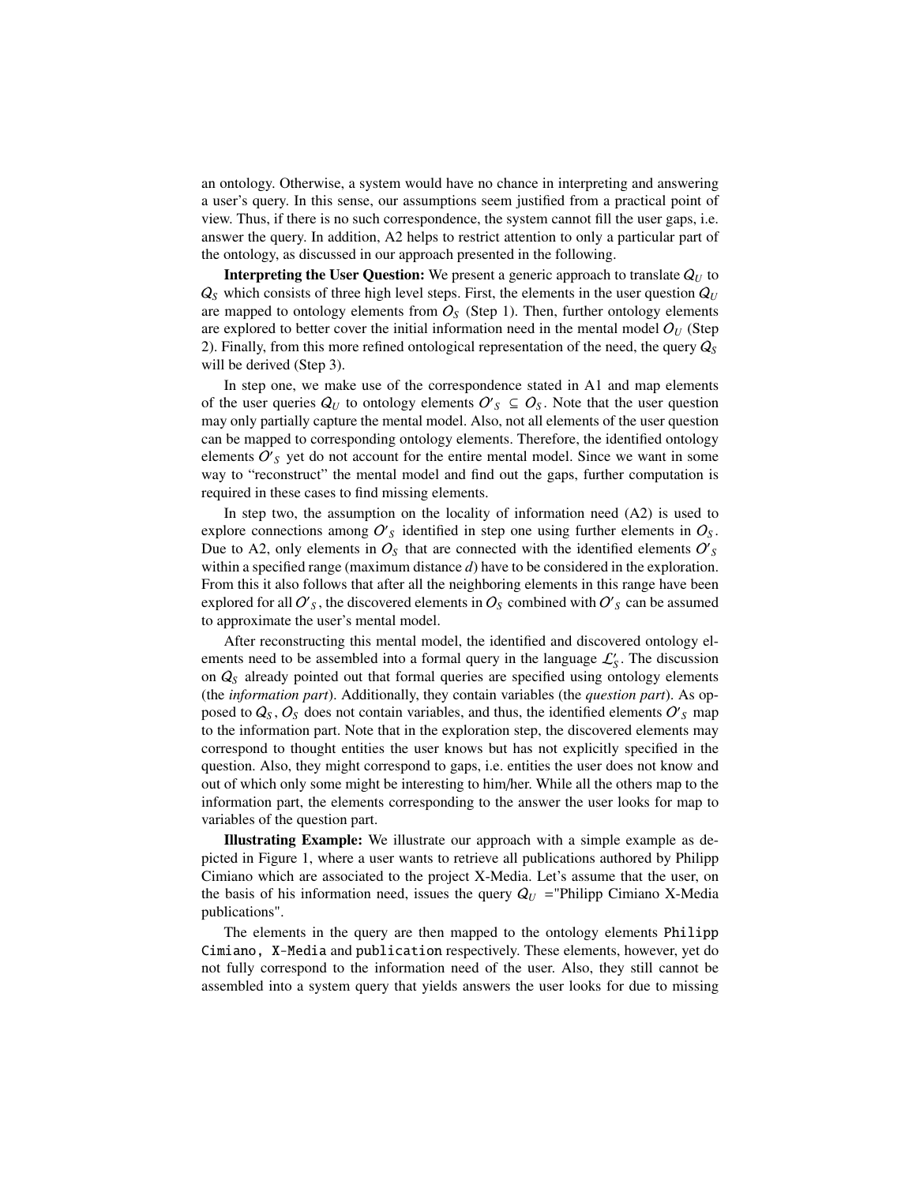an ontology. Otherwise, a system would have no chance in interpreting and answering a user's query. In this sense, our assumptions seem justified from a practical point of view. Thus, if there is no such correspondence, the system cannot fill the user gaps, i.e. answer the query. In addition, A2 helps to restrict attention to only a particular part of the ontology, as discussed in our approach presented in the following.

**Interpreting the User Question:** We present a generic approach to translate $Q_U$ to $Q_S$ which consists of three high level steps. First, the elements in the user question $Q_U$ are mapped to ontology elements from $O_S$ (Step 1). Then, further ontology elements are explored to better cover the initial information need in the mental model $O_U$ (Step 2). Finally, from this more refined ontological representation of the need, the query $Q_S$ will be derived (Step 3).

In step one, we make use of the correspondence stated in A1 and map elements of the user queries $Q_U$ to ontology elements $O'_S \subseteq O_S$. Note that the user question may only partially capture the mental model. Also, not all elements of the user question can be mapped to corresponding ontology elements. Therefore, the identified ontology elements $O'_S$ yet do not account for the entire mental model. Since we want in some way to "reconstruct" the mental model and find out the gaps, further computation is required in these cases to find missing elements.

In step two, the assumption on the locality of information need (A2) is used to explore connections among $O'_S$ identified in step one using further elements in $O_S$. Due to A2, only elements in $O_S$ that are connected with the identified elements $O'_S$ within a specified range (maximum distance $d$) have to be considered in the exploration. From this it also follows that after all the neighboring elements in this range have been explored for all $O'_S$, the discovered elements in $O_S$ combined with $O'_S$ can be assumed to approximate the user's mental model.

After reconstructing this mental model, the identified and discovered ontology elements need to be assembled into a formal query in the language $\mathcal{L}'_S$. The discussion on $Q_S$ already pointed out that formal queries are specified using ontology elements (the *information part*). Additionally, they contain variables (the *question part*). As opposed to $Q_S$, $O_S$ does not contain variables, and thus, the identified elements $O'_S$ map to the information part. Note that in the exploration step, the discovered elements may correspond to thought entities the user knows but has not explicitly specified in the question. Also, they might correspond to gaps, i.e. entities the user does not know and out of which only some might be interesting to him/her. While all the others map to the information part, the elements corresponding to the answer the user looks for map to variables of the question part.

**Illustrating Example:** We illustrate our approach with a simple example as depicted in Figure 1, where a user wants to retrieve all publications authored by Philipp Cimiano which are associated to the project X-Media. Let's assume that the user, on the basis of his information need, issues the query $Q_U$ ="Philipp Cimiano X-Media publications".

The elements in the query are then mapped to the ontology elements `Philipp Cimiano`, `X-Media` and `publication` respectively. These elements, however, yet do not fully correspond to the information need of the user. Also, they still cannot be assembled into a system query that yields answers the user looks for due to missing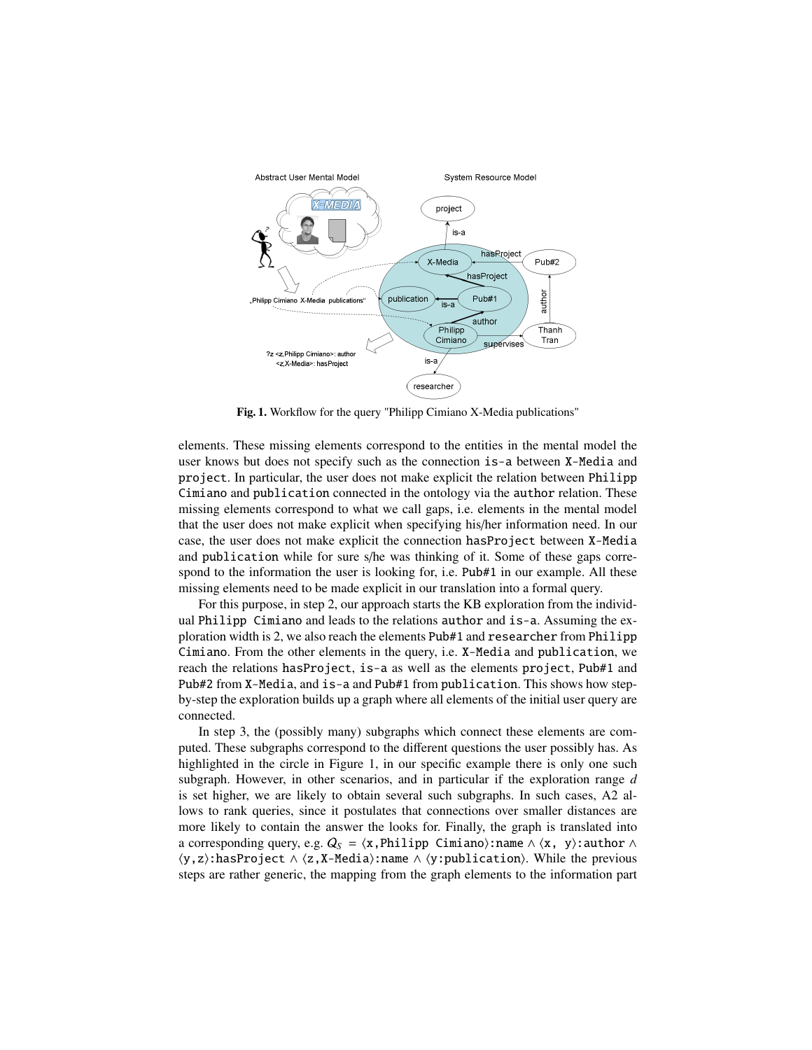**Fig. 1.** Workflow for the query "Philipp Cimiano X-Media publications"

elements. These missing elements correspond to the entities in the mental model the user knows but does not specify such as the connection `is-a` between `X-Media` and `project`. In particular, the user does not make explicit the relation between `Philipp Cimiano` and `publication` connected in the ontology via the `author` relation. These missing elements correspond to what we call gaps, i.e. elements in the mental model that the user does not make explicit when specifying his/her information need. In our case, the user does not make explicit the connection `hasProject` between `X-Media` and `publication` while for sure s/he was thinking of it. Some of these gaps correspond to the information the user is looking for, i.e. `Pub#1` in our example. All these missing elements need to be made explicit in our translation into a formal query.

For this purpose, in step 2, our approach starts the KB exploration from the individual `Philipp Cimiano` and leads to the relations `author` and `is-a`. Assuming the exploration width is 2, we also reach the elements `Pub#1` and `researcher` from `Philipp Cimiano`. From the other elements in the query, i.e. `X-Media` and `publication`, we reach the relations `hasProject`, `is-a` as well as the elements `project`, `Pub#1` and `Pub#2` from `X-Media`, and `is-a` and `Pub#1` from `publication`. This shows how step-by-step the exploration builds up a graph where all elements of the initial user query are connected.

In step 3, the (possibly many) subgraphs which connect these elements are computed. These subgraphs correspond to the different questions the user possibly has. As highlighted in the circle in Figure 1, in our specific example there is only one such subgraph. However, in other scenarios, and in particular if the exploration range $d$ is set higher, we are likely to obtain several such subgraphs. In such cases, A2 allows to rank queries, since it postulates that connections over smaller distances are more likely to contain the answer the looks for. Finally, the graph is translated into a corresponding query, e.g. $Q_S = \langle \texttt{x,Philipp Cimiano} \rangle\texttt{:name} \wedge \langle \texttt{x, y} \rangle\texttt{:author} \wedge \langle \texttt{y,z} \rangle\texttt{:hasProject} \wedge \langle \texttt{z,X-Media} \rangle\texttt{:name} \wedge \langle \texttt{y:publication} \rangle$. While the previous steps are rather generic, the mapping from the graph elements to the information part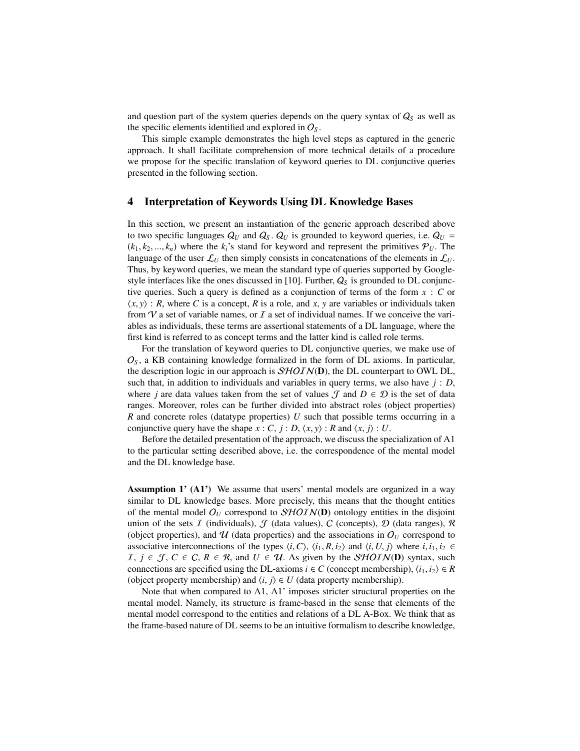and question part of the system queries depends on the query syntax of $Q_S$ as well as the specific elements identified and explored in $O_S$.

This simple example demonstrates the high level steps as captured in the generic approach. It shall facilitate comprehension of more technical details of a procedure we propose for the specific translation of keyword queries to DL conjunctive queries presented in the following section.

## 4 Interpretation of Keywords Using DL Knowledge Bases

In this section, we present an instantiation of the generic approach described above to two specific languages $Q_U$ and $Q_S$. $Q_U$ is grounded to keyword queries, i.e. $Q_U = (k_1, k_2, ..., k_n)$ where the $k_i$'s stand for keyword and represent the primitives $\mathcal{P}_U$. The language of the user $\mathcal{L}_U$ then simply consists in concatenations of the elements in $\mathcal{L}_U$. Thus, by keyword queries, we mean the standard type of queries supported by Google-style interfaces like the ones discussed in [10]. Further, $Q_S$ is grounded to DL conjunctive queries. Such a query is defined as a conjunction of terms of the form $x : C$ or $\langle x, y \rangle : R$, where $C$ is a concept, $R$ is a role, and $x$, $y$ are variables or individuals taken from $\mathcal{V}$ a set of variable names, or $\mathcal{I}$ a set of individual names. If we conceive the variables as individuals, these terms are assertional statements of a DL language, where the first kind is referred to as concept terms and the latter kind is called role terms.

For the translation of keyword queries to DL conjunctive queries, we make use of $O_S$, a KB containing knowledge formalized in the form of DL axioms. In particular, the description logic in our approach is $\mathcal{SHOIN}(\mathbf{D})$, the DL counterpart to OWL DL, such that, in addition to individuals and variables in query terms, we also have $j : D$, where $j$ are data values taken from the set of values $\mathcal{J}$ and $D \in \mathcal{D}$ is the set of data ranges. Moreover, roles can be further divided into abstract roles (object properties) $R$ and concrete roles (datatype properties) $U$ such that possible terms occurring in a conjunctive query have the shape $x : C$, $j : D$, $\langle x, y \rangle : R$ and $\langle x, j \rangle : U$.

Before the detailed presentation of the approach, we discuss the specialization of A1 to the particular setting described above, i.e. the correspondence of the mental model and the DL knowledge base.

**Assumption 1' (A1')** We assume that users' mental models are organized in a way similar to DL knowledge bases. More precisely, this means that the thought entities of the mental model $O_U$ correspond to $\mathcal{SHOIN}(\mathbf{D})$ ontology entities in the disjoint union of the sets $\mathcal{I}$ (individuals), $\mathcal{J}$ (data values), $\mathcal{C}$ (concepts), $\mathcal{D}$ (data ranges), $\mathcal{R}$ (object properties), and $\mathcal{U}$ (data properties) and the associations in $O_U$ correspond to associative interconnections of the types $\langle i, C \rangle$, $\langle i_1, R, i_2 \rangle$ and $\langle i, U, j \rangle$ where $i, i_1, i_2 \in \mathcal{I}$, $j \in \mathcal{J}$, $C \in \mathcal{C}$, $R \in \mathcal{R}$, and $U \in \mathcal{U}$. As given by the $\mathcal{SHOIN}(\mathbf{D})$ syntax, such connections are specified using the DL-axioms $i \in C$ (concept membership), $\langle i_1, i_2 \rangle \in R$ (object property membership) and $\langle i, j \rangle \in U$ (data property membership).

Note that when compared to A1, A1' imposes stricter structural properties on the mental model. Namely, its structure is frame-based in the sense that elements of the mental model correspond to the entities and relations of a DL A-Box. We think that as the frame-based nature of DL seems to be an intuitive formalism to describe knowledge,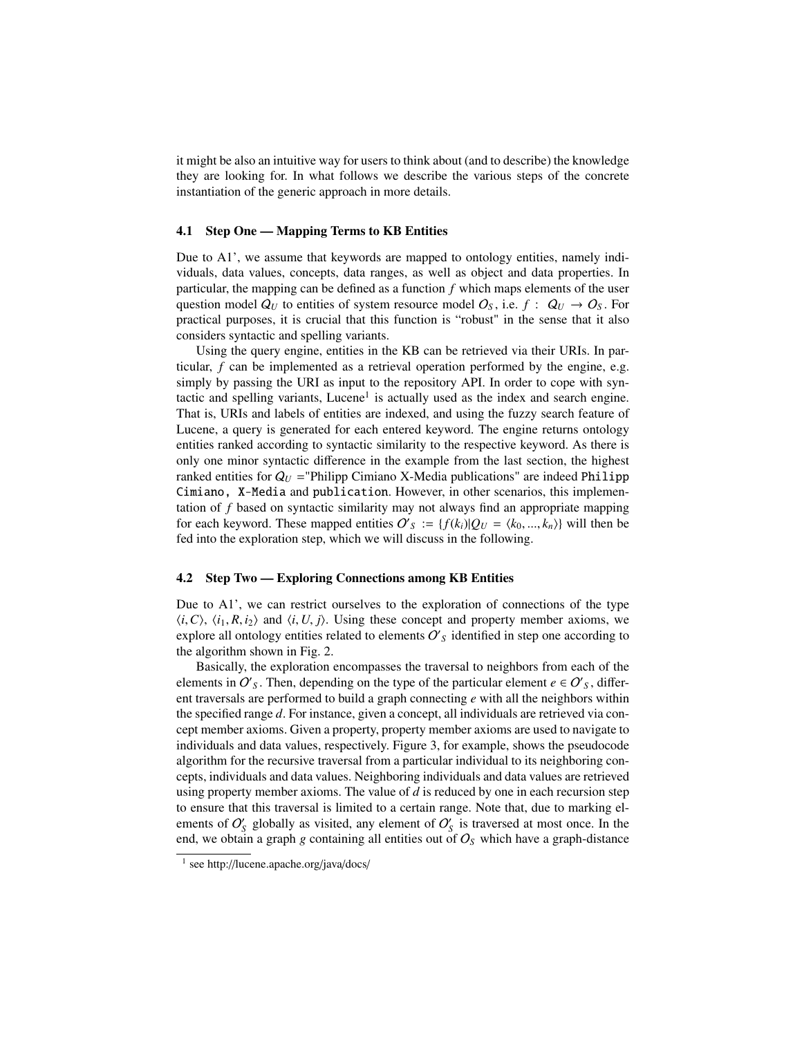it might be also an intuitive way for users to think about (and to describe) the knowledge they are looking for. In what follows we describe the various steps of the concrete instantiation of the generic approach in more details.

### 4.1 Step One — Mapping Terms to KB Entities

Due to A1', we assume that keywords are mapped to ontology entities, namely individuals, data values, concepts, data ranges, as well as object and data properties. In particular, the mapping can be defined as a function $f$ which maps elements of the user question model $Q_U$ to entities of system resource model $O_S$, i.e. $f : Q_U \rightarrow O_S$. For practical purposes, it is crucial that this function is "robust" in the sense that it also considers syntactic and spelling variants.

Using the query engine, entities in the KB can be retrieved via their URIs. In particular, $f$ can be implemented as a retrieval operation performed by the engine, e.g. simply by passing the URI as input to the repository API. In order to cope with syntactic and spelling variants, Lucene[1] is actually used as the index and search engine. That is, URIs and labels of entities are indexed, and using the fuzzy search feature of Lucene, a query is generated for each entered keyword. The engine returns ontology entities ranked according to syntactic similarity to the respective keyword. As there is only one minor syntactic difference in the example from the last section, the highest ranked entities for $Q_U$ ="Philipp Cimiano X-Media publications" are indeed `Philipp Cimiano`, `X-Media` and `publication`. However, in other scenarios, this implementation of $f$ based on syntactic similarity may not always find an appropriate mapping for each keyword. These mapped entities $O'_S := \{f(k_i)|Q_U = \langle k_0, ..., k_n \rangle\}$ will then be fed into the exploration step, which we will discuss in the following.

### 4.2 Step Two — Exploring Connections among KB Entities

Due to A1', we can restrict ourselves to the exploration of connections of the type $\langle i, C \rangle$, $\langle i_1, R, i_2 \rangle$ and $\langle i, U, j \rangle$. Using these concept and property member axioms, we explore all ontology entities related to elements $O'_S$ identified in step one according to the algorithm shown in Fig. 2.

Basically, the exploration encompasses the traversal to neighbors from each of the elements in $O'_S$. Then, depending on the type of the particular element $e \in O'_S$, different traversals are performed to build a graph connecting $e$ with all the neighbors within the specified range $d$. For instance, given a concept, all individuals are retrieved via concept member axioms. Given a property, property member axioms are used to navigate to individuals and data values, respectively. Figure 3, for example, shows the pseudocode algorithm for the recursive traversal from a particular individual to its neighboring concepts, individuals and data values. Neighboring individuals and data values are retrieved using property member axioms. The value of $d$ is reduced by one in each recursion step to ensure that this traversal is limited to a certain range. Note that, due to marking elements of $O'_S$ globally as visited, any element of $O'_S$ is traversed at most once. In the end, we obtain a graph $g$ containing all entities out of $O_S$ which have a graph-distance

[1] see http://lucene.apache.org/java/docs/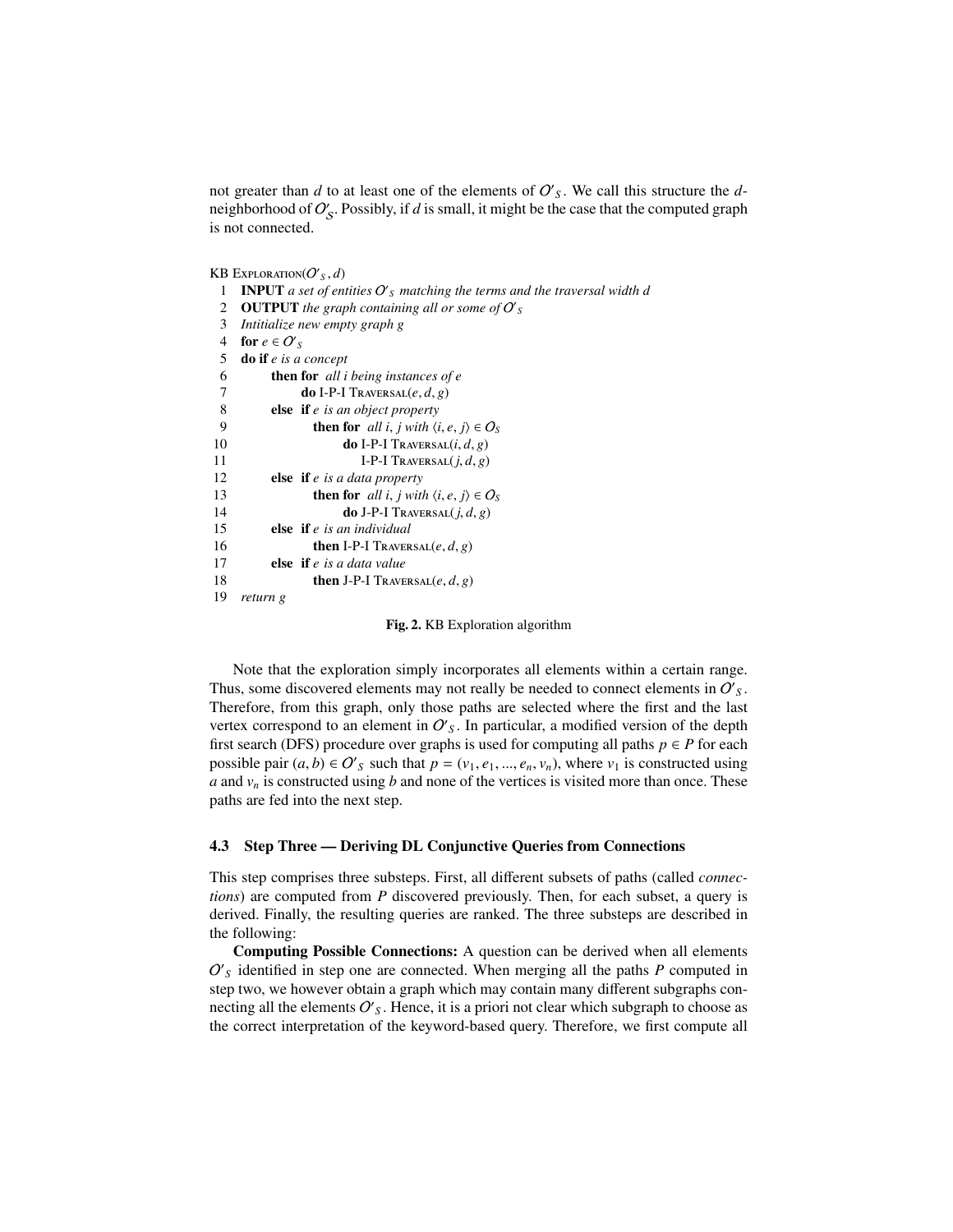not greater than $d$ to at least one of the elements of $O'_S$. We call this structure the $d$-neighborhood of $O'_S$. Possibly, if $d$ is small, it might be the case that the computed graph is not connected.

```
KB EXPLORATION(O'_S, d)
 1  INPUT a set of entities O'_S matching the terms and the traversal width d
 2  OUTPUT the graph containing all or some of O'_S
 3  Intitialize new empty graph g
 4  for e ∈ O'_S
 5  do if e is a concept
 6        then for  all i being instances of e
 7              do I-P-I TRAVERSAL(e, d, g)
 8        else  if e is an object property
 9                then for  all i, j with ⟨i, e, j⟩ ∈ O_S
10                      do I-P-I TRAVERSAL(i, d, g)
11                         I-P-I TRAVERSAL(j, d, g)
12        else  if e is a data property
13                then for  all i, j with ⟨i, e, j⟩ ∈ O_S
14                      do J-P-I TRAVERSAL(j, d, g)
15        else  if e is an individual
16                then I-P-I TRAVERSAL(e, d, g)
17        else  if e is a data value
18                then J-P-I TRAVERSAL(e, d, g)
19  return g
```

**Fig. 2.** KB Exploration algorithm

Note that the exploration simply incorporates all elements within a certain range. Thus, some discovered elements may not really be needed to connect elements in $O'_S$. Therefore, from this graph, only those paths are selected where the first and the last vertex correspond to an element in $O'_S$. In particular, a modified version of the depth first search (DFS) procedure over graphs is used for computing all paths $p \in P$ for each possible pair $(a, b) \in O'_S$ such that $p = (v_1, e_1, ..., e_n, v_n)$, where $v_1$ is constructed using $a$ and $v_n$ is constructed using $b$ and none of the vertices is visited more than once. These paths are fed into the next step.

### 4.3 Step Three — Deriving DL Conjunctive Queries from Connections

This step comprises three substeps. First, all different subsets of paths (called *connections*) are computed from $P$ discovered previously. Then, for each subset, a query is derived. Finally, the resulting queries are ranked. The three substeps are described in the following:

**Computing Possible Connections:** A question can be derived when all elements $O'_S$ identified in step one are connected. When merging all the paths $P$ computed in step two, we however obtain a graph which may contain many different subgraphs connecting all the elements $O'_S$. Hence, it is a priori not clear which subgraph to choose as the correct interpretation of the keyword-based query. Therefore, we first compute all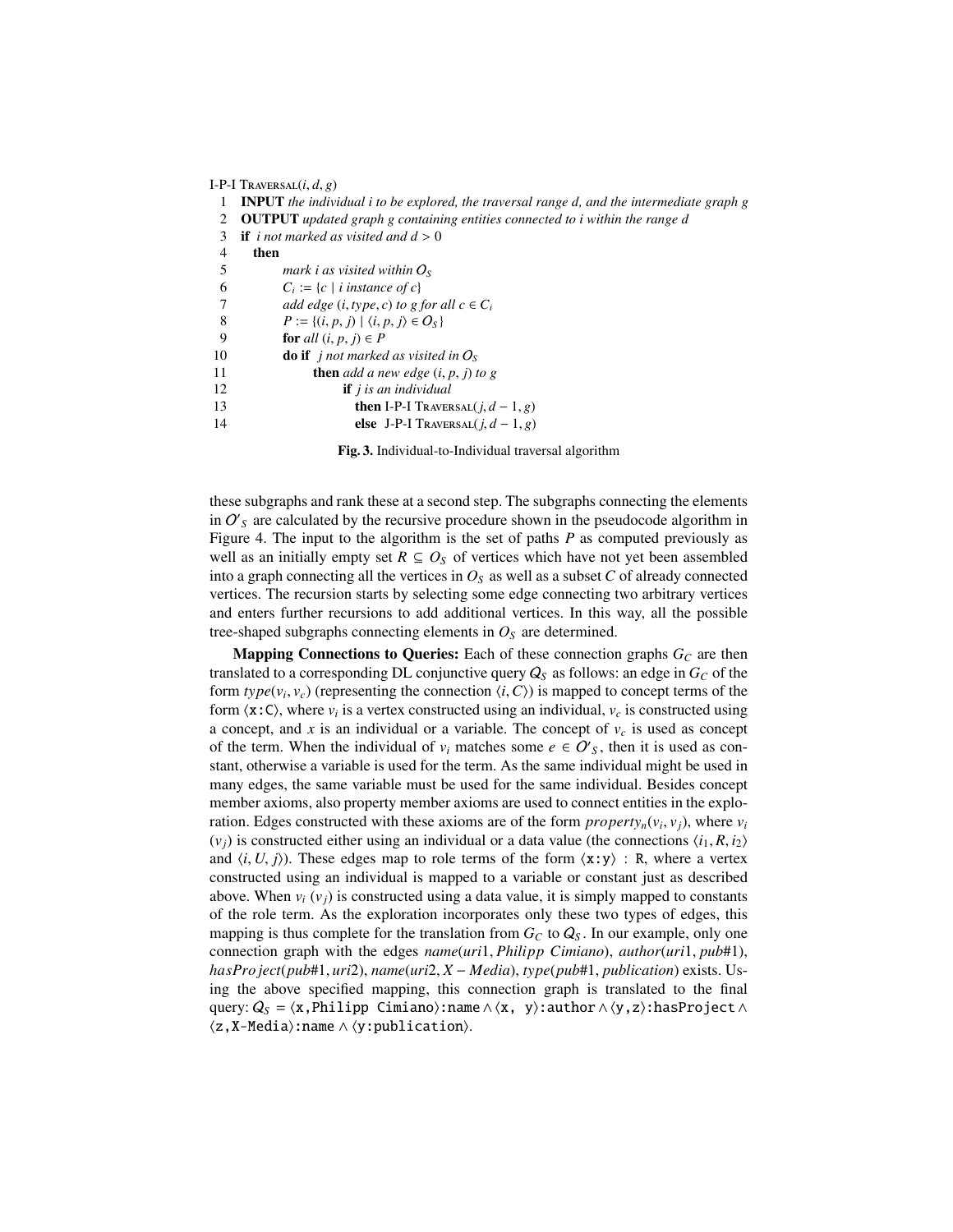```
I-P-I Traversal(i, d, g)
 1  INPUT the individual i to be explored, the traversal range d, and the intermediate graph g
 2  OUTPUT updated graph g containing entities connected to i within the range d
 3  if i not marked as visited and d > 0
 4     then
 5          mark i as visited within O_S
 6          C_i := {c | i instance of c}
 7          add edge (i, type, c) to g for all c ∈ C_i
 8          P := {(i, p, j) | ⟨i, p, j⟩ ∈ O_S}
 9          for all (i, p, j) ∈ P
10          do if  j not marked as visited in O_S
11                then add a new edge (i, p, j) to g
12                     if j is an individual
13                       then I-P-I Traversal(j, d − 1, g)
14                       else  J-P-I Traversal(j, d − 1, g)
```

**Fig. 3.** Individual-to-Individual traversal algorithm

these subgraphs and rank these at a second step. The subgraphs connecting the elements in $O'_S$ are calculated by the recursive procedure shown in the pseudocode algorithm in Figure 4. The input to the algorithm is the set of paths $P$ as computed previously as well as an initially empty set $R \subseteq O_S$ of vertices which have not yet been assembled into a graph connecting all the vertices in $O_S$ as well as a subset $C$ of already connected vertices. The recursion starts by selecting some edge connecting two arbitrary vertices and enters further recursions to add additional vertices. In this way, all the possible tree-shaped subgraphs connecting elements in $O_S$ are determined.

**Mapping Connections to Queries:** Each of these connection graphs $G_C$ are then translated to a corresponding DL conjunctive query $Q_S$ as follows: an edge in $G_C$ of the form $type(v_i, v_c)$ (representing the connection $\langle i, C\rangle$) is mapped to concept terms of the form $\langle$`x:C`$\rangle$, where $v_i$ is a vertex constructed using an individual, $v_c$ is constructed using a concept, and $x$ is an individual or a variable. The concept of $v_c$ is used as concept of the term. When the individual of $v_i$ matches some $e \in O'_S$, then it is used as constant, otherwise a variable is used for the term. As the same individual might be used in many edges, the same variable must be used for the same individual. Besides concept member axioms, also property member axioms are used to connect entities in the exploration. Edges constructed with these axioms are of the form $property_n(v_i, v_j)$, where $v_i$ ($v_j$) is constructed either using an individual or a data value (the connections $\langle i_1, R, i_2\rangle$ and $\langle i, U, j\rangle$). These edges map to role terms of the form $\langle$`x:y`$\rangle$ : `R`, where a vertex constructed using an individual is mapped to a variable or constant just as described above. When $v_i$ ($v_j$) is constructed using a data value, it is simply mapped to constants of the role term. As the exploration incorporates only these two types of edges, this mapping is thus complete for the translation from $G_C$ to $Q_S$. In our example, only one connection graph with the edges $name(uri1, Philipp\ Cimiano)$, $author(uri1, pub\#1)$, $hasProject(pub\#1, uri2)$, $name(uri2, X-Media)$, $type(pub\#1, publication)$ exists. Using the above specified mapping, this connection graph is translated to the final query: $Q_S$ = $\langle$`x,Philipp Cimiano`$\rangle$`:name` $\wedge$ $\langle$`x, y`$\rangle$`:author` $\wedge$ $\langle$`y,z`$\rangle$`:hasProject` $\wedge$ $\langle$`z,X-Media`$\rangle$`:name` $\wedge$ $\langle$`y:publication`$\rangle$.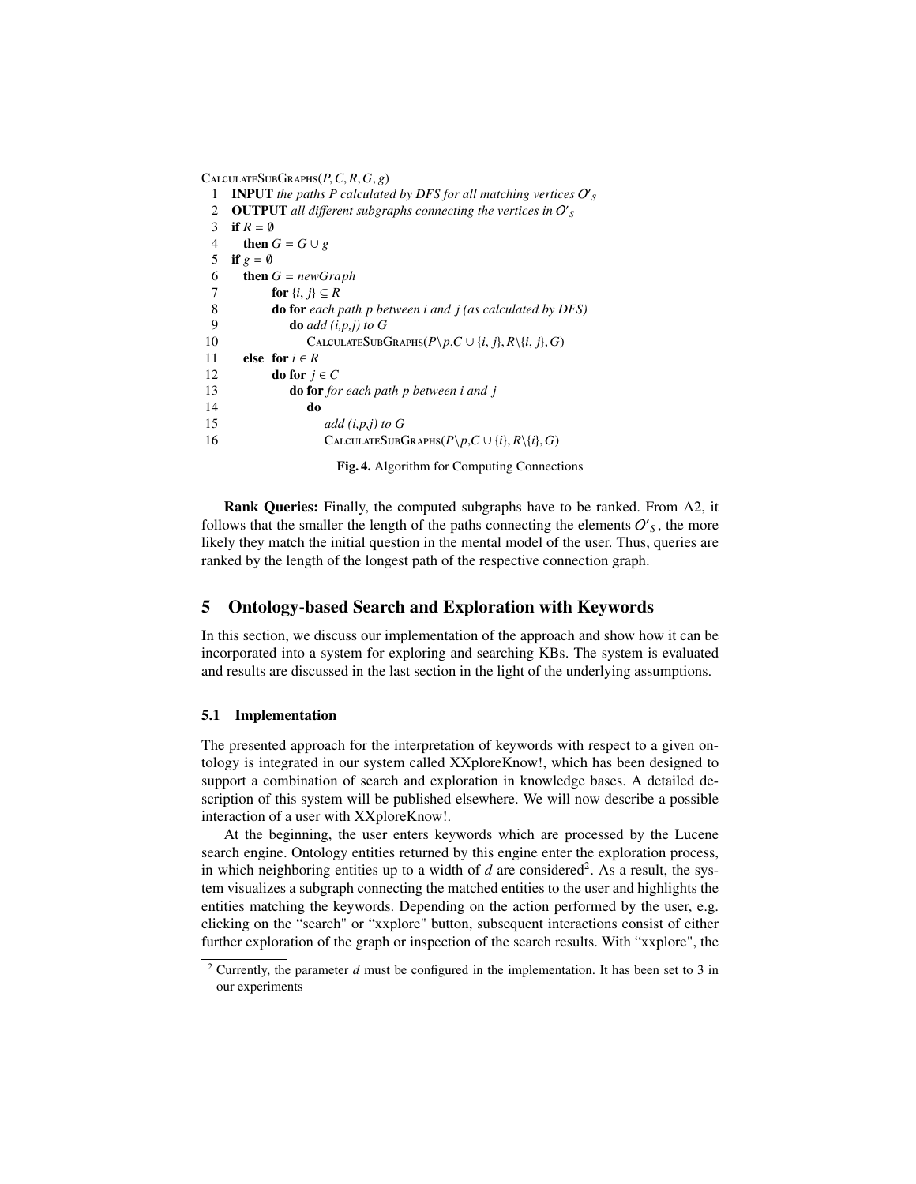```
CalculateSubGraphs(P, C, R, G, g)
 1  INPUT the paths P calculated by DFS for all matching vertices O'_S
 2  OUTPUT all different subgraphs connecting the vertices in O'_S
 3  if R = ∅
 4    then G = G ∪ g
 5  if g = ∅
 6    then G = newGraph
 7         for {i, j} ⊆ R
 8         do for each path p between i and j (as calculated by DFS)
 9             do add (i,p,j) to G
10                 CalculateSubGraphs(P\p, C ∪ {i, j}, R\{i, j}, G)
11    else for i ∈ R
12         do for j ∈ C
13             do for for each path p between i and j
14                 do
15                     add (i,p,j) to G
16                     CalculateSubGraphs(P\p, C ∪ {i}, R\{i}, G)
```

**Fig. 4.** Algorithm for Computing Connections

**Rank Queries:** Finally, the computed subgraphs have to be ranked. From A2, it follows that the smaller the length of the paths connecting the elements $O'_S$, the more likely they match the initial question in the mental model of the user. Thus, queries are ranked by the length of the longest path of the respective connection graph.

## 5 Ontology-based Search and Exploration with Keywords

In this section, we discuss our implementation of the approach and show how it can be incorporated into a system for exploring and searching KBs. The system is evaluated and results are discussed in the last section in the light of the underlying assumptions.

### 5.1 Implementation

The presented approach for the interpretation of keywords with respect to a given ontology is integrated in our system called XXploreKnow!, which has been designed to support a combination of search and exploration in knowledge bases. A detailed description of this system will be published elsewhere. We will now describe a possible interaction of a user with XXploreKnow!.

At the beginning, the user enters keywords which are processed by the Lucene search engine. Ontology entities returned by this engine enter the exploration process, in which neighboring entities up to a width of $d$ are considered[2]. As a result, the system visualizes a subgraph connecting the matched entities to the user and highlights the entities matching the keywords. Depending on the action performed by the user, e.g. clicking on the "search" or "xxplore" button, subsequent interactions consist of either further exploration of the graph or inspection of the search results. With "xxplore", the

[2] Currently, the parameter $d$ must be configured in the implementation. It has been set to 3 in our experiments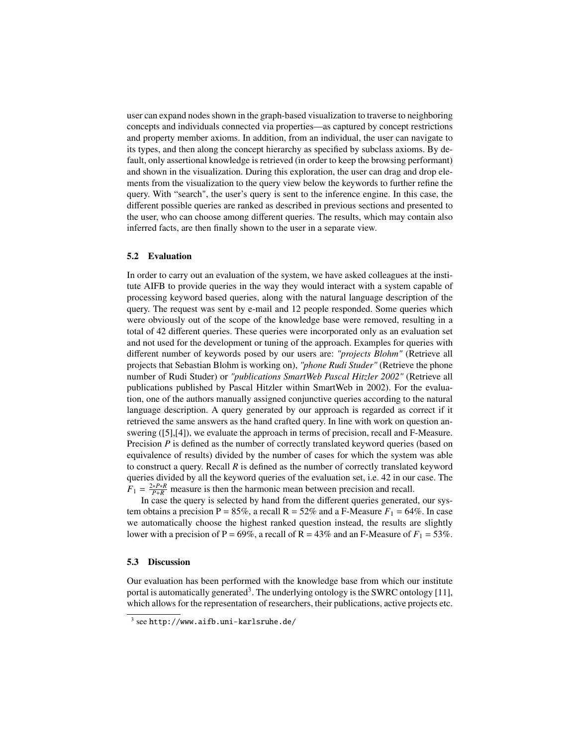user can expand nodes shown in the graph-based visualization to traverse to neighboring concepts and individuals connected via properties—as captured by concept restrictions and property member axioms. In addition, from an individual, the user can navigate to its types, and then along the concept hierarchy as specified by subclass axioms. By default, only assertional knowledge is retrieved (in order to keep the browsing performant) and shown in the visualization. During this exploration, the user can drag and drop elements from the visualization to the query view below the keywords to further refine the query. With "search", the user's query is sent to the inference engine. In this case, the different possible queries are ranked as described in previous sections and presented to the user, who can choose among different queries. The results, which may contain also inferred facts, are then finally shown to the user in a separate view.

### 5.2 Evaluation

In order to carry out an evaluation of the system, we have asked colleagues at the institute AIFB to provide queries in the way they would interact with a system capable of processing keyword based queries, along with the natural language description of the query. The request was sent by e-mail and 12 people responded. Some queries which were obviously out of the scope of the knowledge base were removed, resulting in a total of 42 different queries. These queries were incorporated only as an evaluation set and not used for the development or tuning of the approach. Examples for queries with different number of keywords posed by our users are: *"projects Blohm"* (Retrieve all projects that Sebastian Blohm is working on), *"phone Rudi Studer"* (Retrieve the phone number of Rudi Studer) or *"publications SmartWeb Pascal Hitzler 2002"* (Retrieve all publications published by Pascal Hitzler within SmartWeb in 2002). For the evaluation, one of the authors manually assigned conjunctive queries according to the natural language description. A query generated by our approach is regarded as correct if it retrieved the same answers as the hand crafted query. In line with work on question answering ([5],[4]), we evaluate the approach in terms of precision, recall and F-Measure. Precision $P$ is defined as the number of correctly translated keyword queries (based on equivalence of results) divided by the number of cases for which the system was able to construct a query. Recall $R$ is defined as the number of correctly translated keyword queries divided by all the keyword queries of the evaluation set, i.e. 42 in our case. The $F_1 = \frac{2*P*R}{P+R}$ measure is then the harmonic mean between precision and recall.

In case the query is selected by hand from the different queries generated, our system obtains a precision P = 85%, a recall R = 52% and a F-Measure $F_1 = 64\%$. In case we automatically choose the highest ranked question instead, the results are slightly lower with a precision of P = 69%, a recall of R = 43% and an F-Measure of $F_1 = 53\%$.

### 5.3 Discussion

Our evaluation has been performed with the knowledge base from which our institute portal is automatically generated[3]. The underlying ontology is the SWRC ontology [11], which allows for the representation of researchers, their publications, active projects etc.

[3] see http://www.aifb.uni-karlsruhe.de/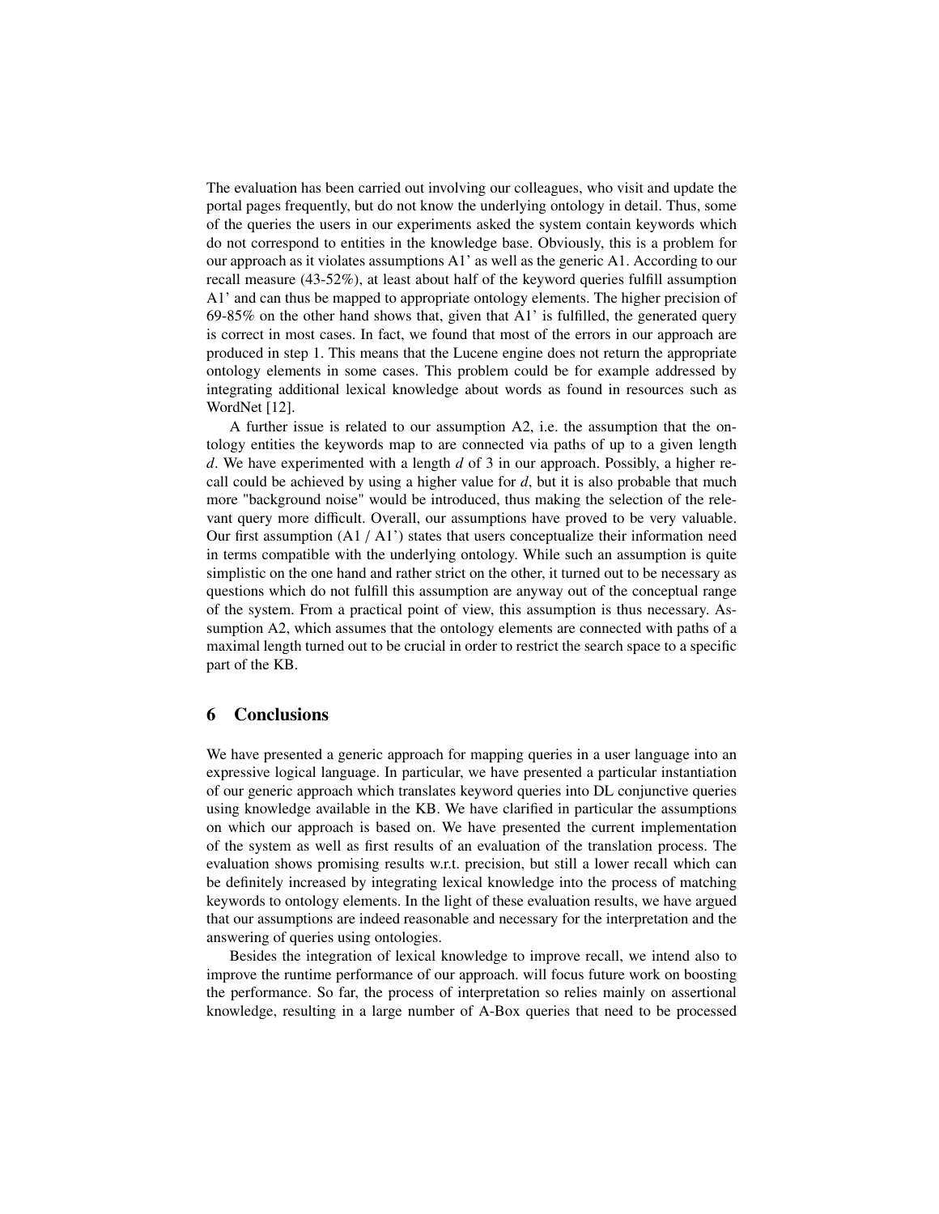The evaluation has been carried out involving our colleagues, who visit and update the portal pages frequently, but do not know the underlying ontology in detail. Thus, some of the queries the users in our experiments asked the system contain keywords which do not correspond to entities in the knowledge base. Obviously, this is a problem for our approach as it violates assumptions A1' as well as the generic A1. According to our recall measure (43-52%), at least about half of the keyword queries fulfill assumption A1' and can thus be mapped to appropriate ontology elements. The higher precision of 69-85% on the other hand shows that, given that A1' is fulfilled, the generated query is correct in most cases. In fact, we found that most of the errors in our approach are produced in step 1. This means that the Lucene engine does not return the appropriate ontology elements in some cases. This problem could be for example addressed by integrating additional lexical knowledge about words as found in resources such as WordNet [12].

A further issue is related to our assumption A2, i.e. the assumption that the ontology entities the keywords map to are connected via paths of up to a given length $d$. We have experimented with a length $d$ of 3 in our approach. Possibly, a higher recall could be achieved by using a higher value for $d$, but it is also probable that much more "background noise" would be introduced, thus making the selection of the relevant query more difficult. Overall, our assumptions have proved to be very valuable. Our first assumption (A1 / A1') states that users conceptualize their information need in terms compatible with the underlying ontology. While such an assumption is quite simplistic on the one hand and rather strict on the other, it turned out to be necessary as questions which do not fulfill this assumption are anyway out of the conceptual range of the system. From a practical point of view, this assumption is thus necessary. Assumption A2, which assumes that the ontology elements are connected with paths of a maximal length turned out to be crucial in order to restrict the search space to a specific part of the KB.

## 6 Conclusions

We have presented a generic approach for mapping queries in a user language into an expressive logical language. In particular, we have presented a particular instantiation of our generic approach which translates keyword queries into DL conjunctive queries using knowledge available in the KB. We have clarified in particular the assumptions on which our approach is based on. We have presented the current implementation of the system as well as first results of an evaluation of the translation process. The evaluation shows promising results w.r.t. precision, but still a lower recall which can be definitely increased by integrating lexical knowledge into the process of matching keywords to ontology elements. In the light of these evaluation results, we have argued that our assumptions are indeed reasonable and necessary for the interpretation and the answering of queries using ontologies.

Besides the integration of lexical knowledge to improve recall, we intend also to improve the runtime performance of our approach. will focus future work on boosting the performance. So far, the process of interpretation so relies mainly on assertional knowledge, resulting in a large number of A-Box queries that need to be processed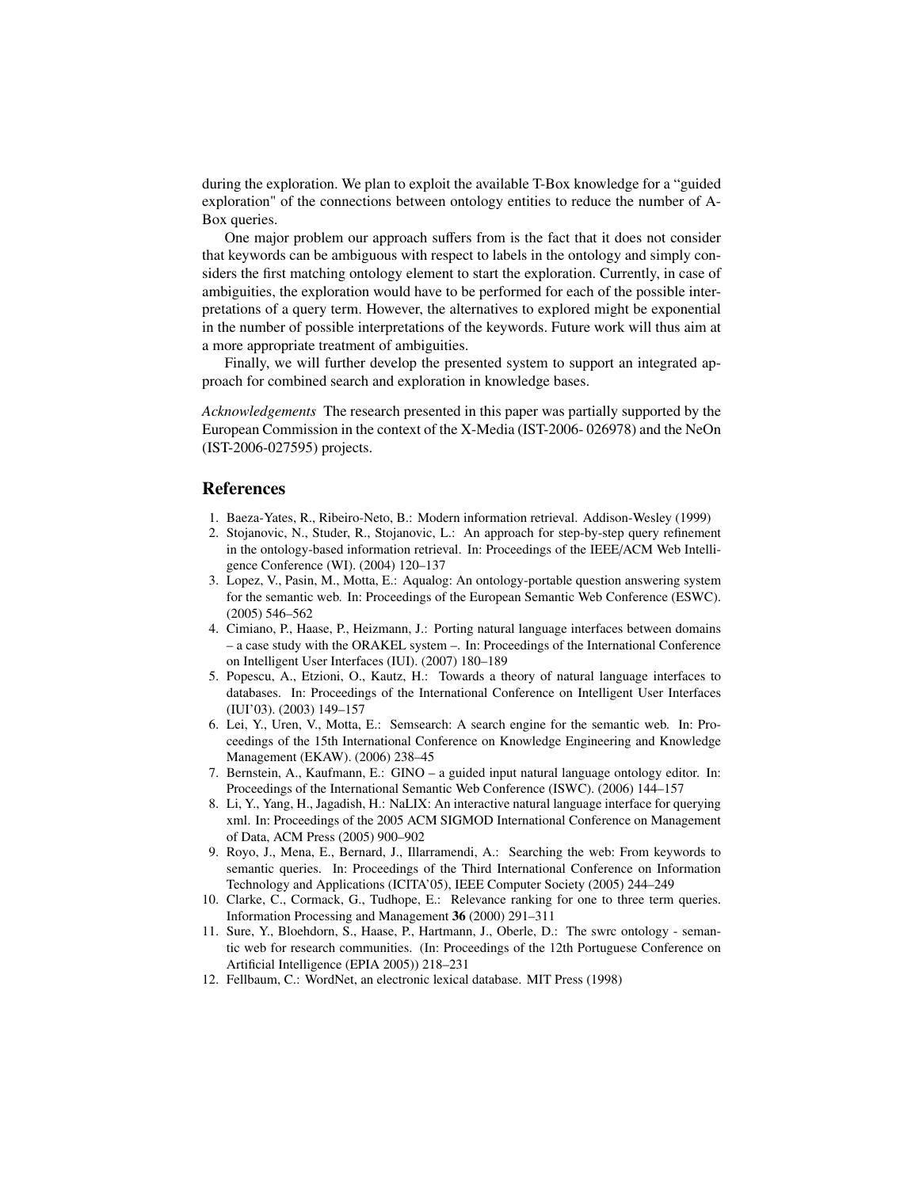during the exploration. We plan to exploit the available T-Box knowledge for a "guided exploration" of the connections between ontology entities to reduce the number of A-Box queries.

One major problem our approach suffers from is the fact that it does not consider that keywords can be ambiguous with respect to labels in the ontology and simply considers the first matching ontology element to start the exploration. Currently, in case of ambiguities, the exploration would have to be performed for each of the possible interpretations of a query term. However, the alternatives to explored might be exponential in the number of possible interpretations of the keywords. Future work will thus aim at a more appropriate treatment of ambiguities.

Finally, we will further develop the presented system to support an integrated approach for combined search and exploration in knowledge bases.

*Acknowledgements* The research presented in this paper was partially supported by the European Commission in the context of the X-Media (IST-2006- 026978) and the NeOn (IST-2006-027595) projects.

## References

1. Baeza-Yates, R., Ribeiro-Neto, B.: Modern information retrieval. Addison-Wesley (1999)
2. Stojanovic, N., Studer, R., Stojanovic, L.: An approach for step-by-step query refinement in the ontology-based information retrieval. In: Proceedings of the IEEE/ACM Web Intelligence Conference (WI). (2004) 120–137
3. Lopez, V., Pasin, M., Motta, E.: Aqualog: An ontology-portable question answering system for the semantic web. In: Proceedings of the European Semantic Web Conference (ESWC). (2005) 546–562
4. Cimiano, P., Haase, P., Heizmann, J.: Porting natural language interfaces between domains – a case study with the ORAKEL system –. In: Proceedings of the International Conference on Intelligent User Interfaces (IUI). (2007) 180–189
5. Popescu, A., Etzioni, O., Kautz, H.: Towards a theory of natural language interfaces to databases. In: Proceedings of the International Conference on Intelligent User Interfaces (IUI'03). (2003) 149–157
6. Lei, Y., Uren, V., Motta, E.: Semsearch: A search engine for the semantic web. In: Proceedings of the 15th International Conference on Knowledge Engineering and Knowledge Management (EKAW). (2006) 238–45
7. Bernstein, A., Kaufmann, E.: GINO – a guided input natural language ontology editor. In: Proceedings of the International Semantic Web Conference (ISWC). (2006) 144–157
8. Li, Y., Yang, H., Jagadish, H.: NaLIX: An interactive natural language interface for querying xml. In: Proceedings of the 2005 ACM SIGMOD International Conference on Management of Data, ACM Press (2005) 900–902
9. Royo, J., Mena, E., Bernard, J., Illarramendi, A.: Searching the web: From keywords to semantic queries. In: Proceedings of the Third International Conference on Information Technology and Applications (ICITA'05), IEEE Computer Society (2005) 244–249
10. Clarke, C., Cormack, G., Tudhope, E.: Relevance ranking for one to three term queries. Information Processing and Management **36** (2000) 291–311
11. Sure, Y., Bloehdorn, S., Haase, P., Hartmann, J., Oberle, D.: The swrc ontology - semantic web for research communities. (In: Proceedings of the 12th Portuguese Conference on Artificial Intelligence (EPIA 2005)) 218–231
12. Fellbaum, C.: WordNet, an electronic lexical database. MIT Press (1998)